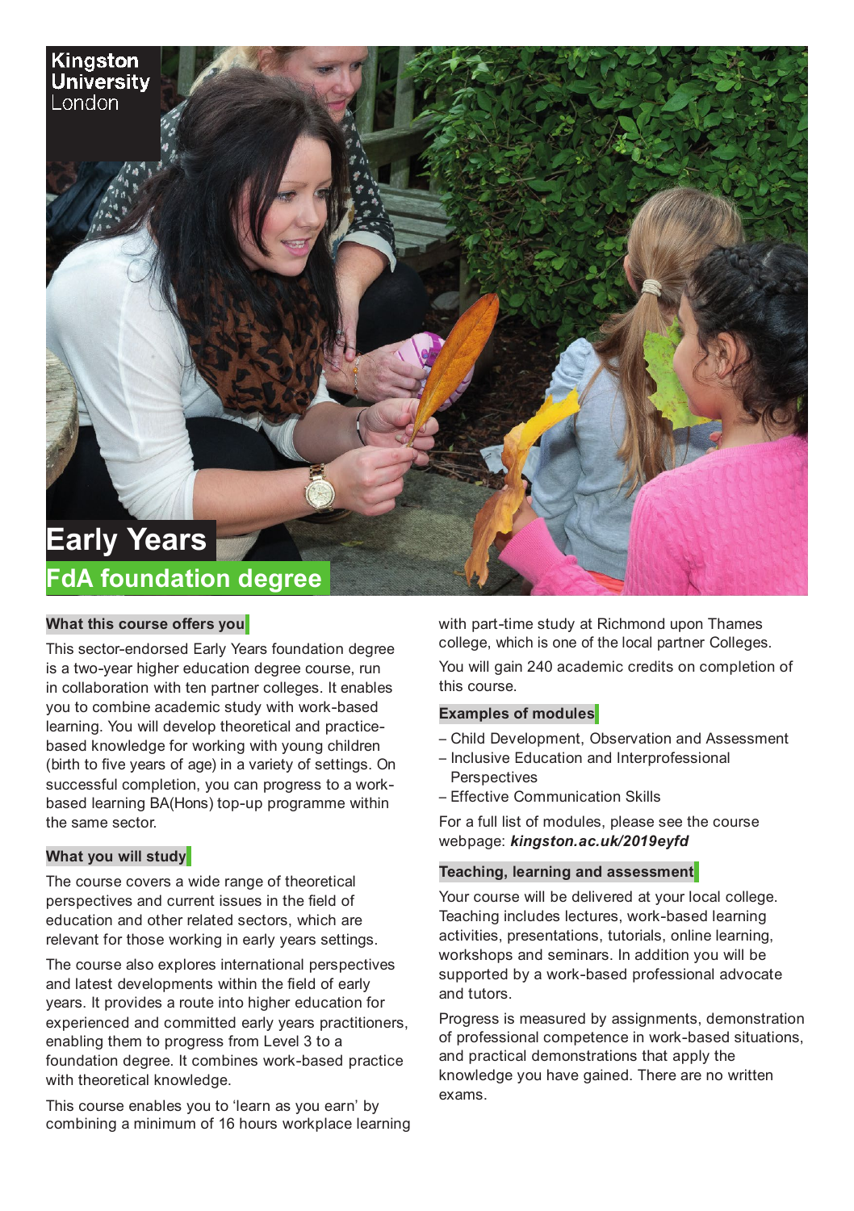Kingston University London

# Early Years

## FdA foundation degree

### What this course offers you

This sector-endorsed Early Years foundation degree is a two-year higher education degree course, run in collaboration with ten partner colleges. It enables you to combine academic study with work-based learning. You will develop theoretical and practice-based knowledge for working with young children (birth to five years of age) in a variety of settings. On successful completion, you can progress to a work-based learning BA(Hons) top-up programme within the same sector.

### What you will study

The course covers a wide range of theoretical perspectives and current issues in the field of education and other related sectors, which are relevant for those working in early years settings.

The course also explores international perspectives and latest developments within the field of early years. It provides a route into higher education for experienced and committed early years practitioners, enabling them to progress from Level 3 to a foundation degree. It combines work-based practice with theoretical knowledge.

This course enables you to 'learn as you earn' by combining a minimum of 16 hours workplace learning with part-time study at Richmond upon Thames college, which is one of the local partner Colleges.

You will gain 240 academic credits on completion of this course.

### Examples of modules

- Child Development, Observation and Assessment
- Inclusive Education and Interprofessional Perspectives
- Effective Communication Skills

For a full list of modules, please see the course webpage: ***kingston.ac.uk/2019eyfd***

### Teaching, learning and assessment

Your course will be delivered at your local college. Teaching includes lectures, work-based learning activities, presentations, tutorials, online learning, workshops and seminars. In addition you will be supported by a work-based professional advocate and tutors.

Progress is measured by assignments, demonstration of professional competence in work-based situations, and practical demonstrations that apply the knowledge you have gained. There are no written exams.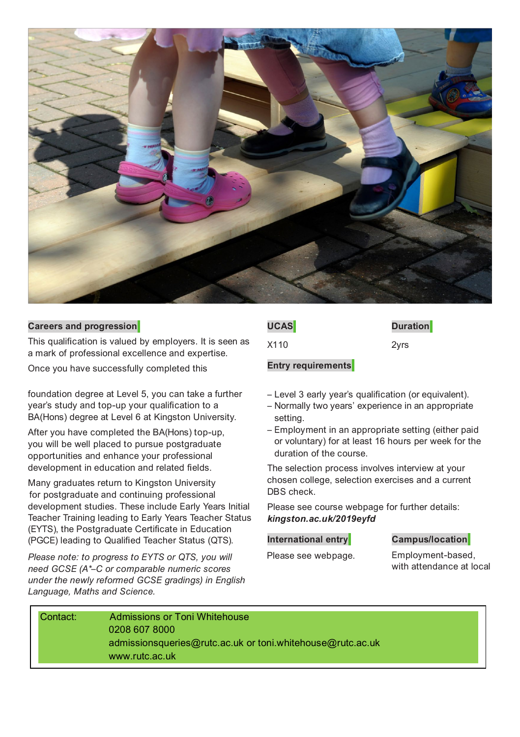### Careers and progression

This qualification is valued by employers. It is seen as a mark of professional excellence and expertise.

Once you have successfully completed this foundation degree at Level 5, you can take a further year's study and top-up your qualification to a BA(Hons) degree at Level 6 at Kingston University.

After you have completed the BA(Hons) top-up, you will be well placed to pursue postgraduate opportunities and enhance your professional development in education and related fields.

Many graduates return to Kingston University for postgraduate and continuing professional development studies. These include Early Years Initial Teacher Training leading to Early Years Teacher Status (EYTS), the Postgraduate Certificate in Education (PGCE) leading to Qualified Teacher Status (QTS).

*Please note: to progress to EYTS or QTS, you will need GCSE (A*–C or comparable numeric scores under the newly reformed GCSE gradings) in English Language, Maths and Science.*

### UCAS

X110

### Duration

2yrs

### Entry requirements

- Level 3 early year's qualification (or equivalent).
- Normally two years' experience in an appropriate setting.
- Employment in an appropriate setting (either paid or voluntary) for at least 16 hours per week for the duration of the course.

The selection process involves interview at your chosen college, selection exercises and a current DBS check.

Please see course webpage for further details:
***kingston.ac.uk/2019eyfd***

### International entry

Please see webpage.

### Campus/location

Employment-based, with attendance at local

Contact: Admissions or Toni Whitehouse
0208 607 8000
admissionsqueries@rutc.ac.uk or toni.whitehouse@rutc.ac.uk
www.rutc.ac.uk